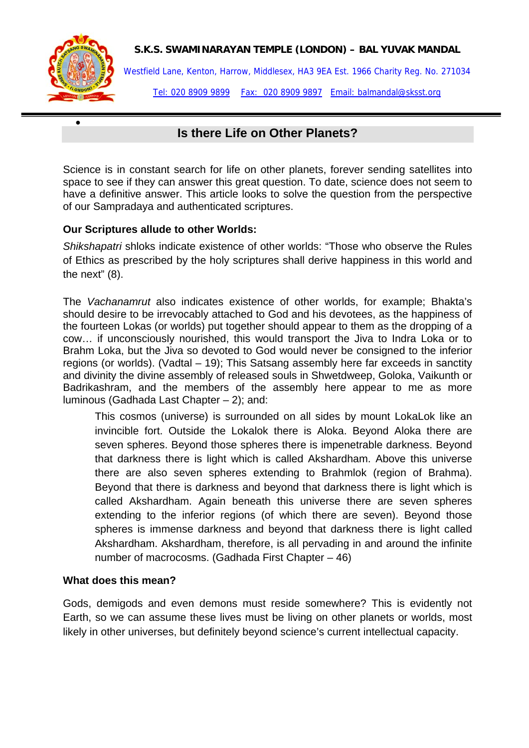**S.K.S. SWAMINARAYAN TEMPLE (LONDON) – BAL YUVAK MANDAL**

Westfield Lane, Kenton, Harrow, Middlesex, HA3 9EA Est. 1966 Charity Reg. No. 271034

Tel: 020 8909 9899 Fax: 020 8909 9897 Email: balmandal@sksst.org

## Is there Life on Other Planets?

Science is in constant search for life on other planets, forever sending satellites into space to see if they can answer this great question. To date, science does not seem to have a definitive answer. This article looks to solve the question from the perspective of our Sampradaya and authenticated scriptures.

### Our Scriptures allude to other Worlds:

*Shikshapatri* shloks indicate existence of other worlds: "Those who observe the Rules of Ethics as prescribed by the holy scriptures shall derive happiness in this world and the next" (8).

The *Vachanamrut* also indicates existence of other worlds, for example; Bhakta's should desire to be irrevocably attached to God and his devotees, as the happiness of the fourteen Lokas (or worlds) put together should appear to them as the dropping of a cow… if unconsciously nourished, this would transport the Jiva to Indra Loka or to Brahm Loka, but the Jiva so devoted to God would never be consigned to the inferior regions (or worlds). (Vadtal – 19); This Satsang assembly here far exceeds in sanctity and divinity the divine assembly of released souls in Shwetdweep, Goloka, Vaikunth or Badrikashram, and the members of the assembly here appear to me as more luminous (Gadhada Last Chapter – 2); and:

> This cosmos (universe) is surrounded on all sides by mount LokaLok like an invincible fort. Outside the Lokalok there is Aloka. Beyond Aloka there are seven spheres. Beyond those spheres there is impenetrable darkness. Beyond that darkness there is light which is called Akshardham. Above this universe there are also seven spheres extending to Brahmlok (region of Brahma). Beyond that there is darkness and beyond that darkness there is light which is called Akshardham. Again beneath this universe there are seven spheres extending to the inferior regions (of which there are seven). Beyond those spheres is immense darkness and beyond that darkness there is light called Akshardham. Akshardham, therefore, is all pervading in and around the infinite number of macrocosms. (Gadhada First Chapter – 46)

### What does this mean?

Gods, demigods and even demons must reside somewhere? This is evidently not Earth, so we can assume these lives must be living on other planets or worlds, most likely in other universes, but definitely beyond science's current intellectual capacity.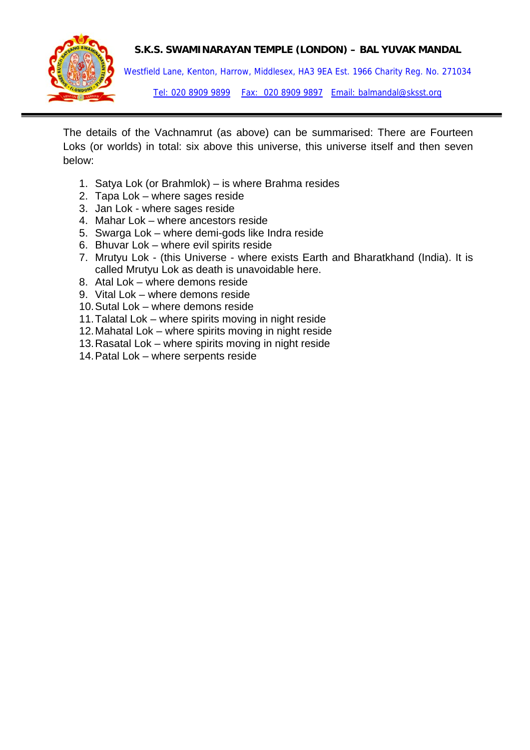The details of the Vachnamrut (as above) can be summarised: There are Fourteen Loks (or worlds) in total: six above this universe, this universe itself and then seven below:

1. Satya Lok (or Brahmlok) – is where Brahma resides
2. Tapa Lok – where sages reside
3. Jan Lok - where sages reside
4. Mahar Lok – where ancestors reside
5. Swarga Lok – where demi-gods like Indra reside
6. Bhuvar Lok – where evil spirits reside
7. Mrutyu Lok - (this Universe - where exists Earth and Bharatkhand (India). It is called Mrutyu Lok as death is unavoidable here.
8. Atal Lok – where demons reside
9. Vital Lok – where demons reside
10. Sutal Lok – where demons reside
11. Talatal Lok – where spirits moving in night reside
12. Mahatal Lok – where spirits moving in night reside
13. Rasatal Lok – where spirits moving in night reside
14. Patal Lok – where serpents reside